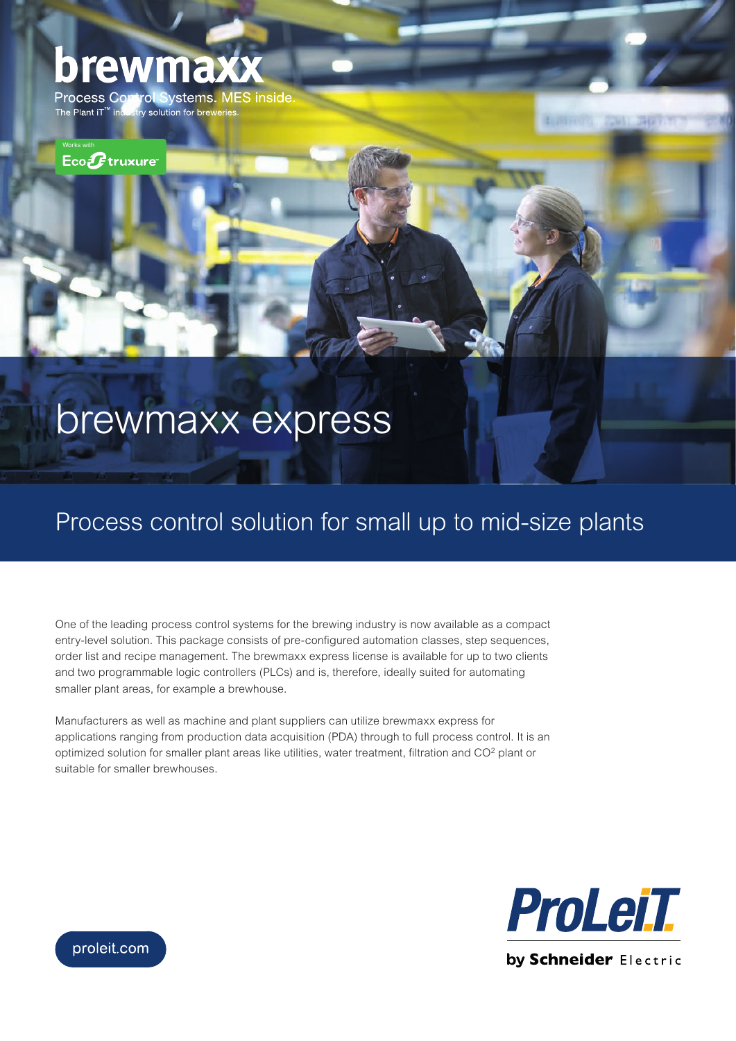# brewmaxx

Process Control Systems. MES inside.
The Plant iT™ industry solution for breweries.

Works with EcoStruxure™

# brewmaxx express

## Process control solution for small up to mid-size plants

One of the leading process control systems for the brewing industry is now available as a compact entry-level solution. This package consists of pre-configured automation classes, step sequences, order list and recipe management. The brewmaxx express license is available for up to two clients and two programmable logic controllers (PLCs) and is, therefore, ideally suited for automating smaller plant areas, for example a brewhouse.

Manufacturers as well as machine and plant suppliers can utilize brewmaxx express for applications ranging from production data acquisition (PDA) through to full process control. It is an optimized solution for smaller plant areas like utilities, water treatment, filtration and $CO^2$ plant or suitable for smaller brewhouses.

proleit.com

ProLeiT by Schneider Electric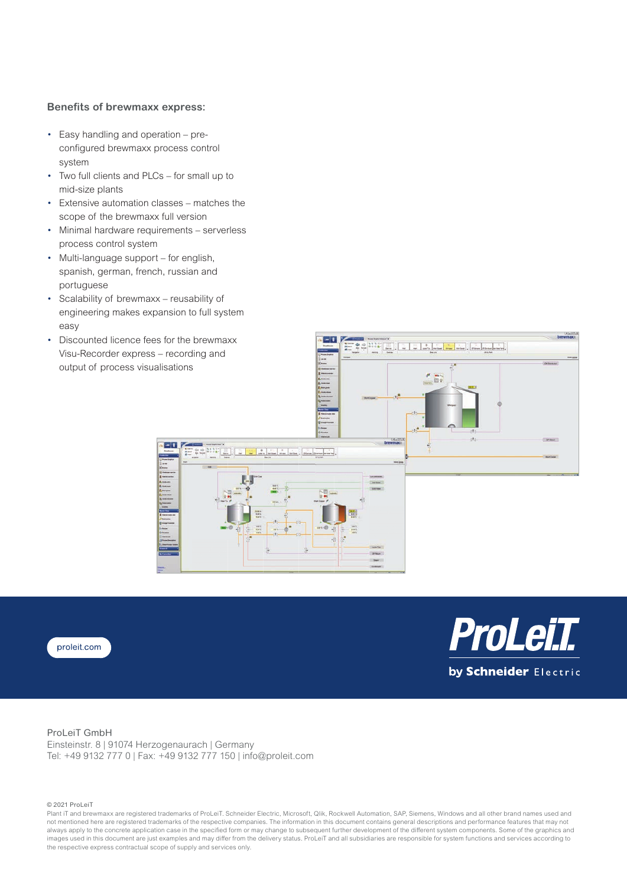### Benefits of brewmaxx express:

- Easy handling and operation – pre-configured brewmaxx process control system
- Two full clients and PLCs – for small up to mid-size plants
- Extensive automation classes – matches the scope of the brewmaxx full version
- Minimal hardware requirements – serverless process control system
- Multi-language support – for english, spanish, german, french, russian and portuguese
- Scalability of brewmaxx – reusability of engineering makes expansion to full system easy
- Discounted licence fees for the brewmaxx Visu-Recorder express – recording and output of process visualisations

proleit.com

ProLeiT

by Schneider Electric

ProLeiT GmbH
Einsteinstr. 8 | 91074 Herzogenaurach | Germany
Tel: +49 9132 777 0 | Fax: +49 9132 777 150 | info@proleit.com

© 2021 ProLeiT
Plant iT and brewmaxx are registered trademarks of ProLeiT. Schneider Electric, Microsoft, Qlik, Rockwell Automation, SAP, Siemens, Windows and all other brand names used and not mentioned here are registered trademarks of the respective companies. The information in this document contains general descriptions and performance features that may not always apply to the concrete application case in the specified form or may change to subsequent further development of the different system components. Some of the graphics and images used in this document are just examples and may differ from the delivery status. ProLeiT and all subsidiaries are responsible for system functions and services according to the respective express contractual scope of supply and services only.